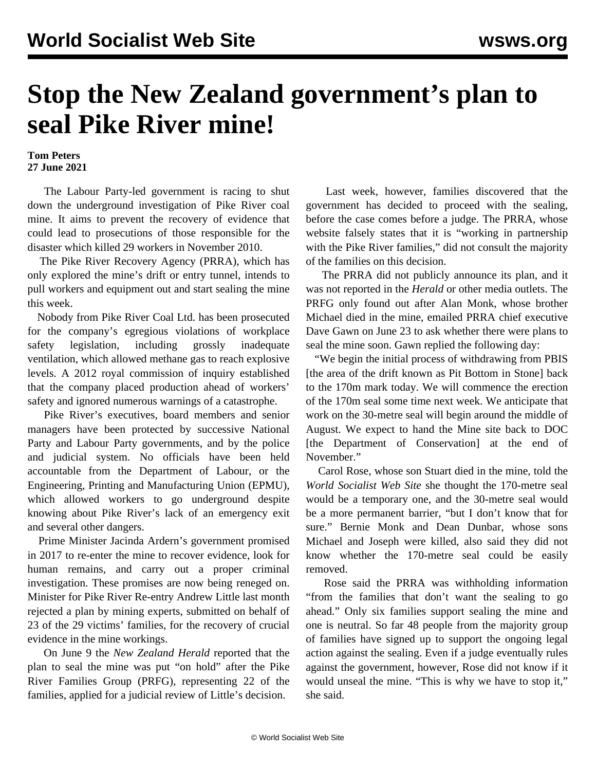# Stop the New Zealand government's plan to seal Pike River mine!

**Tom Peters**
**27 June 2021**

The Labour Party-led government is racing to shut down the underground investigation of Pike River coal mine. It aims to prevent the recovery of evidence that could lead to prosecutions of those responsible for the disaster which killed 29 workers in November 2010.

The Pike River Recovery Agency (PRRA), which has only explored the mine's drift or entry tunnel, intends to pull workers and equipment out and start sealing the mine this week.

Nobody from Pike River Coal Ltd. has been prosecuted for the company's egregious violations of workplace safety legislation, including grossly inadequate ventilation, which allowed methane gas to reach explosive levels. A 2012 royal commission of inquiry established that the company placed production ahead of workers' safety and ignored numerous warnings of a catastrophe.

Pike River's executives, board members and senior managers have been protected by successive National Party and Labour Party governments, and by the police and judicial system. No officials have been held accountable from the Department of Labour, or the Engineering, Printing and Manufacturing Union (EPMU), which allowed workers to go underground despite knowing about Pike River's lack of an emergency exit and several other dangers.

Prime Minister Jacinda Ardern's government promised in 2017 to re-enter the mine to recover evidence, look for human remains, and carry out a proper criminal investigation. These promises are now being reneged on. Minister for Pike River Re-entry Andrew Little last month rejected a plan by mining experts, submitted on behalf of 23 of the 29 victims' families, for the recovery of crucial evidence in the mine workings.

On June 9 the *New Zealand Herald* reported that the plan to seal the mine was put "on hold" after the Pike River Families Group (PRFG), representing 22 of the families, applied for a judicial review of Little's decision.

Last week, however, families discovered that the government has decided to proceed with the sealing, before the case comes before a judge. The PRRA, whose website falsely states that it is "working in partnership with the Pike River families," did not consult the majority of the families on this decision.

The PRRA did not publicly announce its plan, and it was not reported in the *Herald* or other media outlets. The PRFG only found out after Alan Monk, whose brother Michael died in the mine, emailed PRRA chief executive Dave Gawn on June 23 to ask whether there were plans to seal the mine soon. Gawn replied the following day:

"We begin the initial process of withdrawing from PBIS [the area of the drift known as Pit Bottom in Stone] back to the 170m mark today. We will commence the erection of the 170m seal some time next week. We anticipate that work on the 30-metre seal will begin around the middle of August. We expect to hand the Mine site back to DOC [the Department of Conservation] at the end of November."

Carol Rose, whose son Stuart died in the mine, told the *World Socialist Web Site* she thought the 170-metre seal would be a temporary one, and the 30-metre seal would be a more permanent barrier, "but I don't know that for sure." Bernie Monk and Dean Dunbar, whose sons Michael and Joseph were killed, also said they did not know whether the 170-metre seal could be easily removed.

Rose said the PRRA was withholding information "from the families that don't want the sealing to go ahead." Only six families support sealing the mine and one is neutral. So far 48 people from the majority group of families have signed up to support the ongoing legal action against the sealing. Even if a judge eventually rules against the government, however, Rose did not know if it would unseal the mine. "This is why we have to stop it," she said.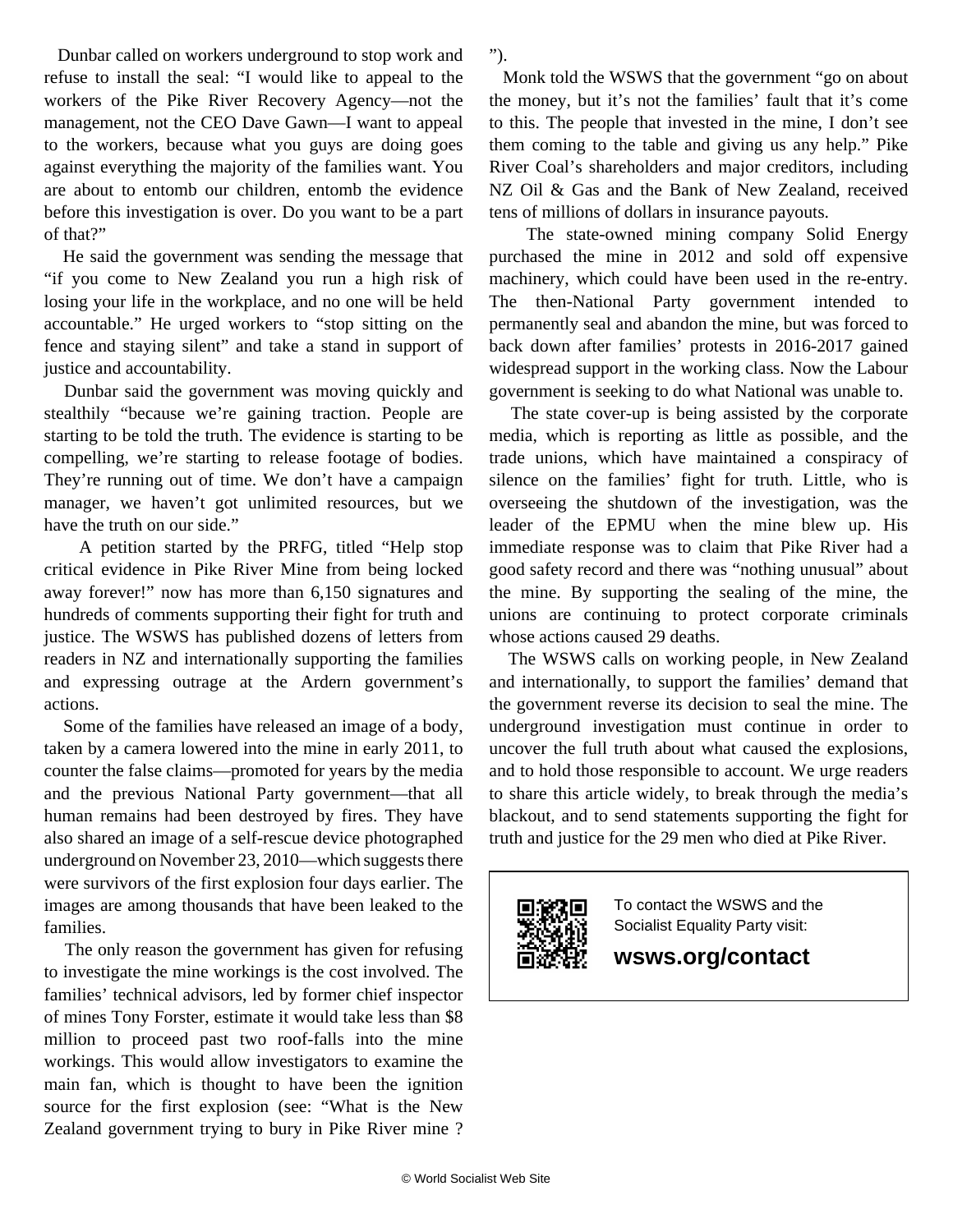Dunbar called on workers underground to stop work and refuse to install the seal: "I would like to appeal to the workers of the Pike River Recovery Agency—not the management, not the CEO Dave Gawn—I want to appeal to the workers, because what you guys are doing goes against everything the majority of the families want. You are about to entomb our children, entomb the evidence before this investigation is over. Do you want to be a part of that?"

He said the government was sending the message that "if you come to New Zealand you run a high risk of losing your life in the workplace, and no one will be held accountable." He urged workers to "stop sitting on the fence and staying silent" and take a stand in support of justice and accountability.

Dunbar said the government was moving quickly and stealthily "because we're gaining traction. People are starting to be told the truth. The evidence is starting to be compelling, we're starting to release footage of bodies. They're running out of time. We don't have a campaign manager, we haven't got unlimited resources, but we have the truth on our side."

A petition started by the PRFG, titled "Help stop critical evidence in Pike River Mine from being locked away forever!" now has more than 6,150 signatures and hundreds of comments supporting their fight for truth and justice. The WSWS has published dozens of letters from readers in NZ and internationally supporting the families and expressing outrage at the Ardern government's actions.

Some of the families have released an image of a body, taken by a camera lowered into the mine in early 2011, to counter the false claims—promoted for years by the media and the previous National Party government—that all human remains had been destroyed by fires. They have also shared an image of a self-rescue device photographed underground on November 23, 2010—which suggests there were survivors of the first explosion four days earlier. The images are among thousands that have been leaked to the families.

The only reason the government has given for refusing to investigate the mine workings is the cost involved. The families' technical advisors, led by former chief inspector of mines Tony Forster, estimate it would take less than $8 million to proceed past two roof-falls into the mine workings. This would allow investigators to examine the main fan, which is thought to have been the ignition source for the first explosion (see: "What is the New Zealand government trying to bury in Pike River mine ?").

Monk told the WSWS that the government "go on about the money, but it's not the families' fault that it's come to this. The people that invested in the mine, I don't see them coming to the table and giving us any help." Pike River Coal's shareholders and major creditors, including NZ Oil & Gas and the Bank of New Zealand, received tens of millions of dollars in insurance payouts.

The state-owned mining company Solid Energy purchased the mine in 2012 and sold off expensive machinery, which could have been used in the re-entry. The then-National Party government intended to permanently seal and abandon the mine, but was forced to back down after families' protests in 2016-2017 gained widespread support in the working class. Now the Labour government is seeking to do what National was unable to.

The state cover-up is being assisted by the corporate media, which is reporting as little as possible, and the trade unions, which have maintained a conspiracy of silence on the families' fight for truth. Little, who is overseeing the shutdown of the investigation, was the leader of the EPMU when the mine blew up. His immediate response was to claim that Pike River had a good safety record and there was "nothing unusual" about the mine. By supporting the sealing of the mine, the unions are continuing to protect corporate criminals whose actions caused 29 deaths.

The WSWS calls on working people, in New Zealand and internationally, to support the families' demand that the government reverse its decision to seal the mine. The underground investigation must continue in order to uncover the full truth about what caused the explosions, and to hold those responsible to account. We urge readers to share this article widely, to break through the media's blackout, and to send statements supporting the fight for truth and justice for the 29 men who died at Pike River.

To contact the WSWS and the Socialist Equality Party visit:

**wsws.org/contact**